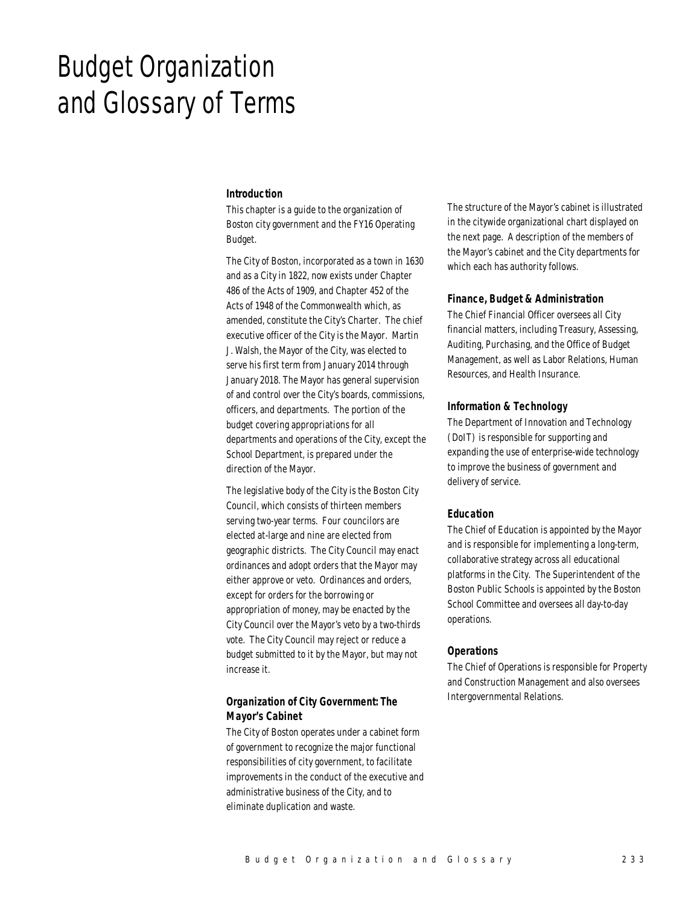# Budget Organization and Glossary of Terms

### Introduction

This chapter is a guide to the organization of Boston city government and the FY16 Operating Budget.

The City of Boston, incorporated as a town in 1630 and as a City in 1822, now exists under Chapter 486 of the Acts of 1909, and Chapter 452 of the Acts of 1948 of the Commonwealth which, as amended, constitute the City's Charter. The chief executive officer of the City is the Mayor. Martin J. Walsh, the Mayor of the City, was elected to serve his first term from January 2014 through January 2018. The Mayor has general supervision of and control over the City's boards, commissions, officers, and departments. The portion of the budget covering appropriations for all departments and operations of the City, except the School Department, is prepared under the direction of the Mayor.

The legislative body of the City is the Boston City Council, which consists of thirteen members serving two-year terms. Four councilors are elected at-large and nine are elected from geographic districts. The City Council may enact ordinances and adopt orders that the Mayor may either approve or veto. Ordinances and orders, except for orders for the borrowing or appropriation of money, may be enacted by the City Council over the Mayor's veto by a two-thirds vote. The City Council may reject or reduce a budget submitted to it by the Mayor, but may not increase it.

### Organization of City Government: The Mayor's Cabinet

The City of Boston operates under a cabinet form of government to recognize the major functional responsibilities of city government, to facilitate improvements in the conduct of the executive and administrative business of the City, and to eliminate duplication and waste.

The structure of the Mayor's cabinet is illustrated in the citywide organizational chart displayed on the next page. A description of the members of the Mayor's cabinet and the City departments for which each has authority follows.

### Finance, Budget & Administration

The Chief Financial Officer oversees all City financial matters, including Treasury, Assessing, Auditing, Purchasing, and the Office of Budget Management, as well as Labor Relations, Human Resources, and Health Insurance.

### Information & Technology

The Department of Innovation and Technology (DoIT) is responsible for supporting and expanding the use of enterprise-wide technology to improve the business of government and delivery of service.

### Education

The Chief of Education is appointed by the Mayor and is responsible for implementing a long-term, collaborative strategy across all educational platforms in the City. The Superintendent of the Boston Public Schools is appointed by the Boston School Committee and oversees all day-to-day operations.

### Operations

The Chief of Operations is responsible for Property and Construction Management and also oversees Intergovernmental Relations.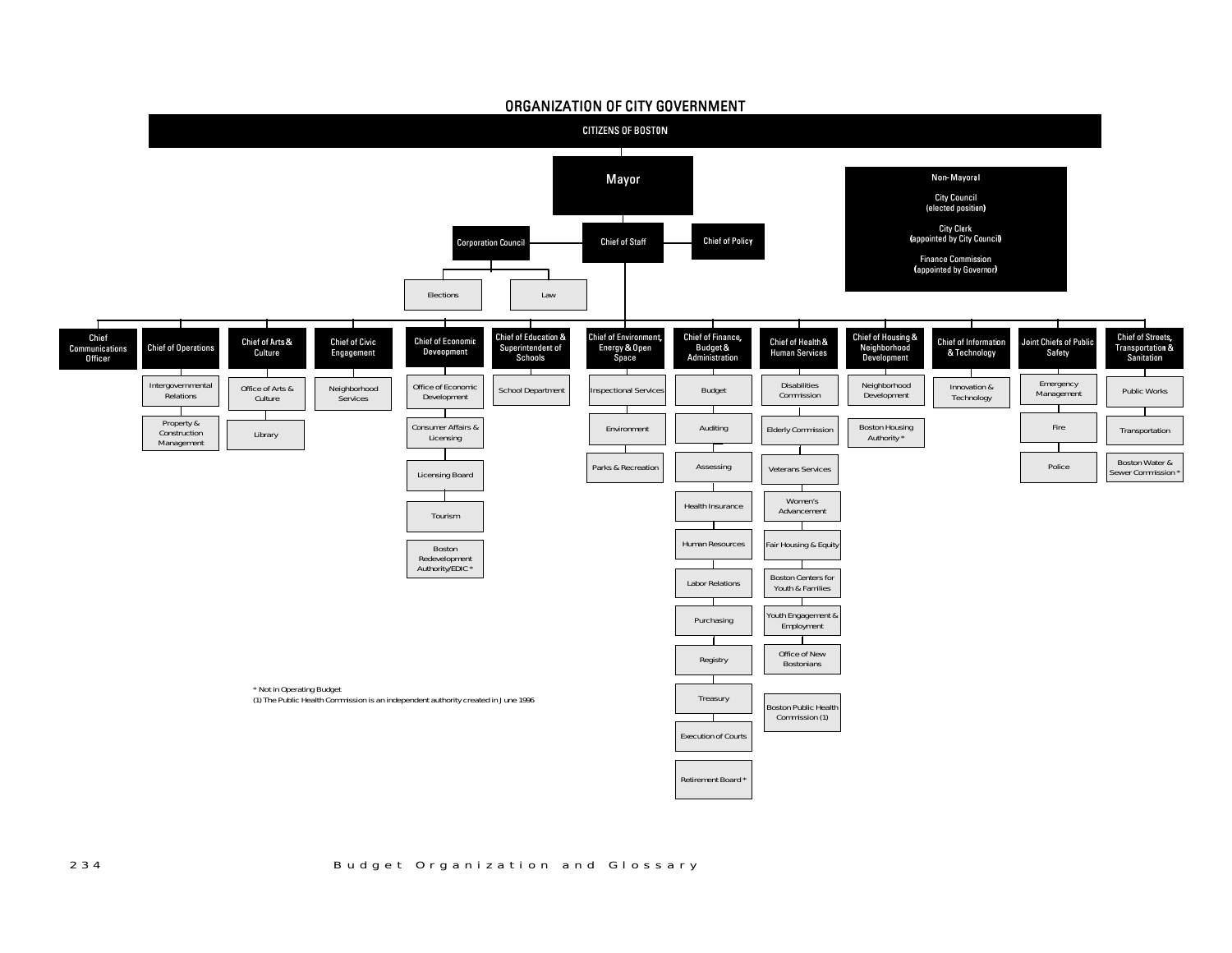# ORGANIZATION OF CITY GOVERNMENT

**CITIZENS OF BOSTON**

**Mayor**

**Non-Mayoral**

- City Council (elected position)
- City Clerk (appointed by City Council)
- Finance Commission (appointed by Governor)

**Chief of Staff**

- **Corporation Council**
  - Elections
  - Law
- **Chief of Policy**

**Chief Communications Officer**

**Chief of Operations**
- Intergovernmental Relations
- Property & Construction Management

**Chief of Arts & Culture**
- Office of Arts & Culture
- Library

**Chief of Civic Engagement**
- Neighborhood Services

**Chief of Economic Deveopment**
- Office of Economic Development
- Consumer Affairs & Licensing
- Licensing Board
- Tourism
- Boston Redevelopment Authority/EDIC *

**Chief of Education & Superintendent of Schools**
- School Department

**Chief of Environment, Energy & Open Space**
- Inspectional Services
- Environment
- Parks & Recreation

**Chief of Finance, Budget & Administration**
- Budget
- Auditing
- Assessing
- Health Insurance
- Human Resources
- Labor Relations
- Purchasing
- Registry
- Treasury
- Execution of Courts
- Retirement Board *

**Chief of Health & Human Services**
- Disabilities Commission
- Elderly Commission
- Veterans Services
- Women's Advancement
- Fair Housing & Equity
- Boston Centers for Youth & Families
- Youth Engagement & Employment
- Office of New Bostonians
- Boston Public Health Commission (1)

**Chief of Housing & Neighborhood Development**
- Neighborhood Development
- Boston Housing Authority *

**Chief of Information & Technology**
- Innovation & Technology

**Joint Chiefs of Public Safety**
- Emergency Management
- Fire
- Police

**Chief of Streets, Transportation & Sanitation**
- Public Works
- Transportation
- Boston Water & Sewer Commission *

\* Not in Operating Budget

(1) The Public Health Commission is an independent authority created in June 1996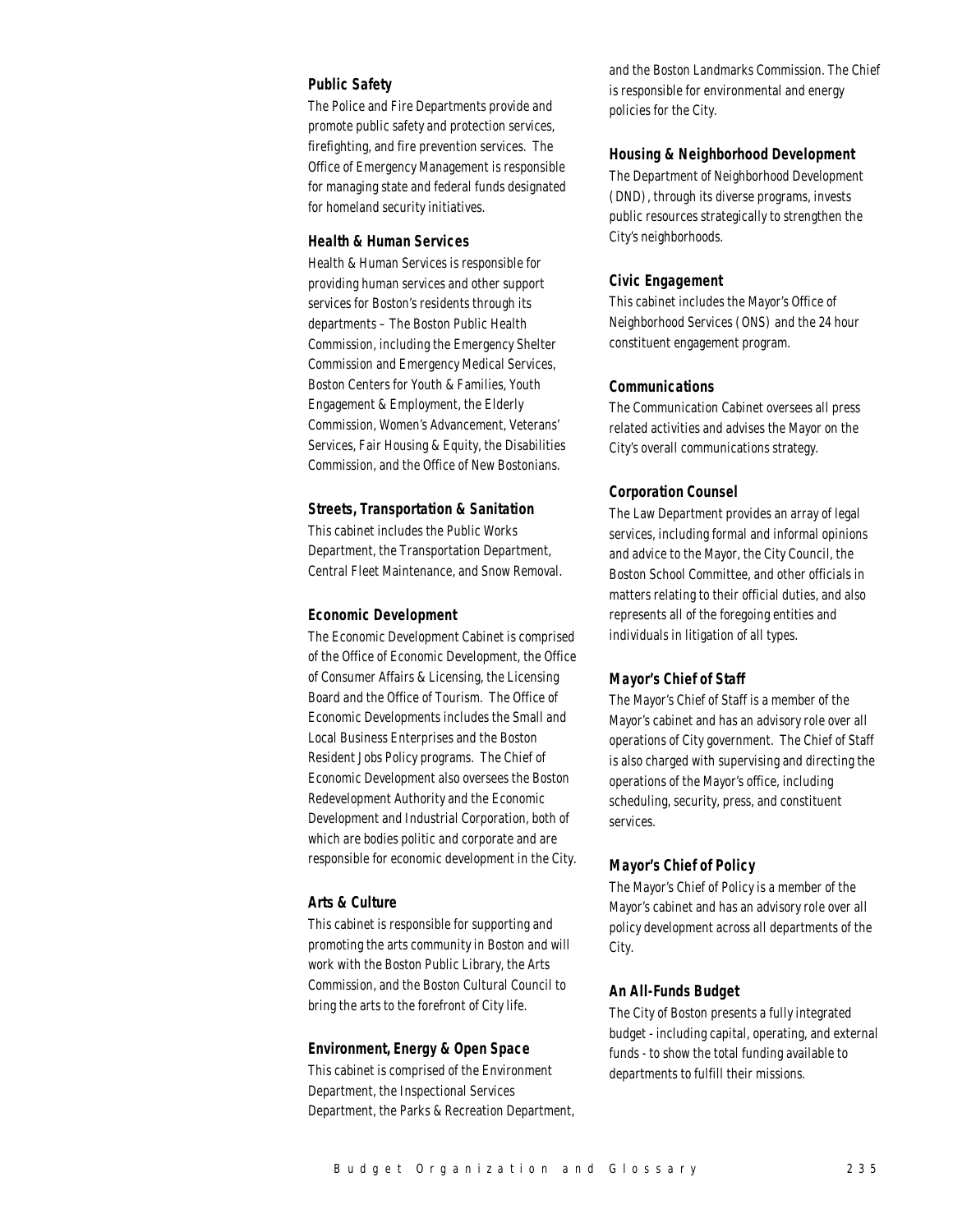### Public Safety

The Police and Fire Departments provide and promote public safety and protection services, firefighting, and fire prevention services. The Office of Emergency Management is responsible for managing state and federal funds designated for homeland security initiatives.

### Health & Human Services

Health & Human Services is responsible for providing human services and other support services for Boston's residents through its departments – The Boston Public Health Commission, including the Emergency Shelter Commission and Emergency Medical Services, Boston Centers for Youth & Families, Youth Engagement & Employment, the Elderly Commission, Women's Advancement, Veterans' Services, Fair Housing & Equity, the Disabilities Commission, and the Office of New Bostonians.

### Streets, Transportation & Sanitation

This cabinet includes the Public Works Department, the Transportation Department, Central Fleet Maintenance, and Snow Removal.

### Economic Development

The Economic Development Cabinet is comprised of the Office of Economic Development, the Office of Consumer Affairs & Licensing, the Licensing Board and the Office of Tourism. The Office of Economic Developments includes the Small and Local Business Enterprises and the Boston Resident Jobs Policy programs. The Chief of Economic Development also oversees the Boston Redevelopment Authority and the Economic Development and Industrial Corporation, both of which are bodies politic and corporate and are responsible for economic development in the City.

### Arts & Culture

This cabinet is responsible for supporting and promoting the arts community in Boston and will work with the Boston Public Library, the Arts Commission, and the Boston Cultural Council to bring the arts to the forefront of City life.

### Environment, Energy & Open Space

This cabinet is comprised of the Environment Department, the Inspectional Services Department, the Parks & Recreation Department, and the Boston Landmarks Commission. The Chief is responsible for environmental and energy policies for the City.

### Housing & Neighborhood Development

The Department of Neighborhood Development (DND), through its diverse programs, invests public resources strategically to strengthen the City's neighborhoods.

### Civic Engagement

This cabinet includes the Mayor's Office of Neighborhood Services (ONS) and the 24 hour constituent engagement program.

### Communications

The Communication Cabinet oversees all press related activities and advises the Mayor on the City's overall communications strategy.

### Corporation Counsel

The Law Department provides an array of legal services, including formal and informal opinions and advice to the Mayor, the City Council, the Boston School Committee, and other officials in matters relating to their official duties, and also represents all of the foregoing entities and individuals in litigation of all types.

### Mayor's Chief of Staff

The Mayor's Chief of Staff is a member of the Mayor's cabinet and has an advisory role over all operations of City government. The Chief of Staff is also charged with supervising and directing the operations of the Mayor's office, including scheduling, security, press, and constituent services.

### Mayor's Chief of Policy

The Mayor's Chief of Policy is a member of the Mayor's cabinet and has an advisory role over all policy development across all departments of the City.

### An All-Funds Budget

The City of Boston presents a fully integrated budget - including capital, operating, and external funds - to show the total funding available to departments to fulfill their missions.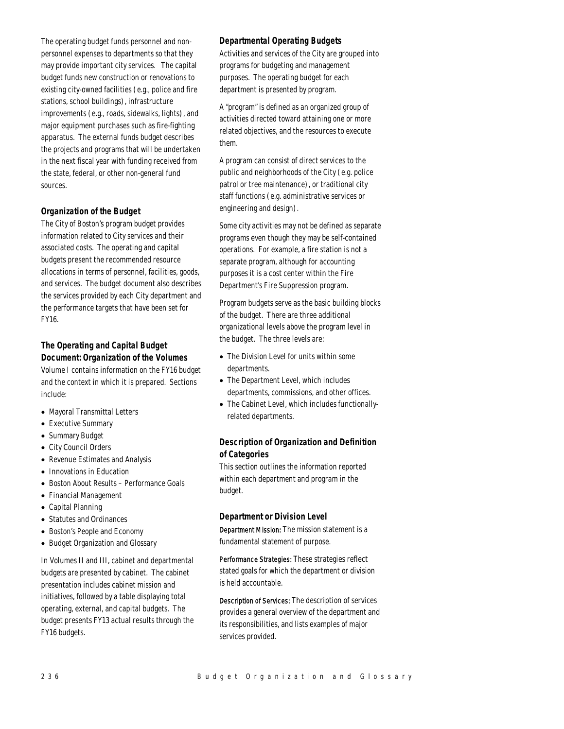The operating budget funds personnel and non-personnel expenses to departments so that they may provide important city services. The capital budget funds new construction or renovations to existing city-owned facilities (e.g., police and fire stations, school buildings), infrastructure improvements (e.g., roads, sidewalks, lights), and major equipment purchases such as fire-fighting apparatus. The external funds budget describes the projects and programs that will be undertaken in the next fiscal year with funding received from the state, federal, or other non-general fund sources.

### Organization of the Budget

The City of Boston's program budget provides information related to City services and their associated costs. The operating and capital budgets present the recommended resource allocations in terms of personnel, facilities, goods, and services. The budget document also describes the services provided by each City department and the performance targets that have been set for FY16.

### The Operating and Capital Budget Document: Organization of the Volumes

Volume I contains information on the FY16 budget and the context in which it is prepared. Sections include:

- Mayoral Transmittal Letters
- Executive Summary
- Summary Budget
- City Council Orders
- Revenue Estimates and Analysis
- Innovations in Education
- Boston About Results – Performance Goals
- Financial Management
- Capital Planning
- Statutes and Ordinances
- Boston's People and Economy
- Budget Organization and Glossary

In Volumes II and III, cabinet and departmental budgets are presented by cabinet. The cabinet presentation includes cabinet mission and initiatives, followed by a table displaying total operating, external, and capital budgets. The budget presents FY13 actual results through the FY16 budgets.

### Departmental Operating Budgets

Activities and services of the City are grouped into programs for budgeting and management purposes. The operating budget for each department is presented by program.

A "program" is defined as an organized group of activities directed toward attaining one or more related objectives, and the resources to execute them.

A program can consist of direct services to the public and neighborhoods of the City (e.g. police patrol or tree maintenance), or traditional city staff functions (e.g. administrative services or engineering and design).

Some city activities may not be defined as separate programs even though they may be self-contained operations. For example, a fire station is not a separate program, although for accounting purposes it is a cost center within the Fire Department's Fire Suppression program.

Program budgets serve as the basic building blocks of the budget. There are three additional organizational levels above the program level in the budget. The three levels are:

- The Division Level for units within some departments.
- The Department Level, which includes departments, commissions, and other offices.
- The Cabinet Level, which includes functionally-related departments.

### Description of Organization and Definition of Categories

This section outlines the information reported within each department and program in the budget.

### Department or Division Level

**Department Mission:** The mission statement is a fundamental statement of purpose.

**Performance Strategies:** These strategies reflect stated goals for which the department or division is held accountable.

**Description of Services:** The description of services provides a general overview of the department and its responsibilities, and lists examples of major services provided.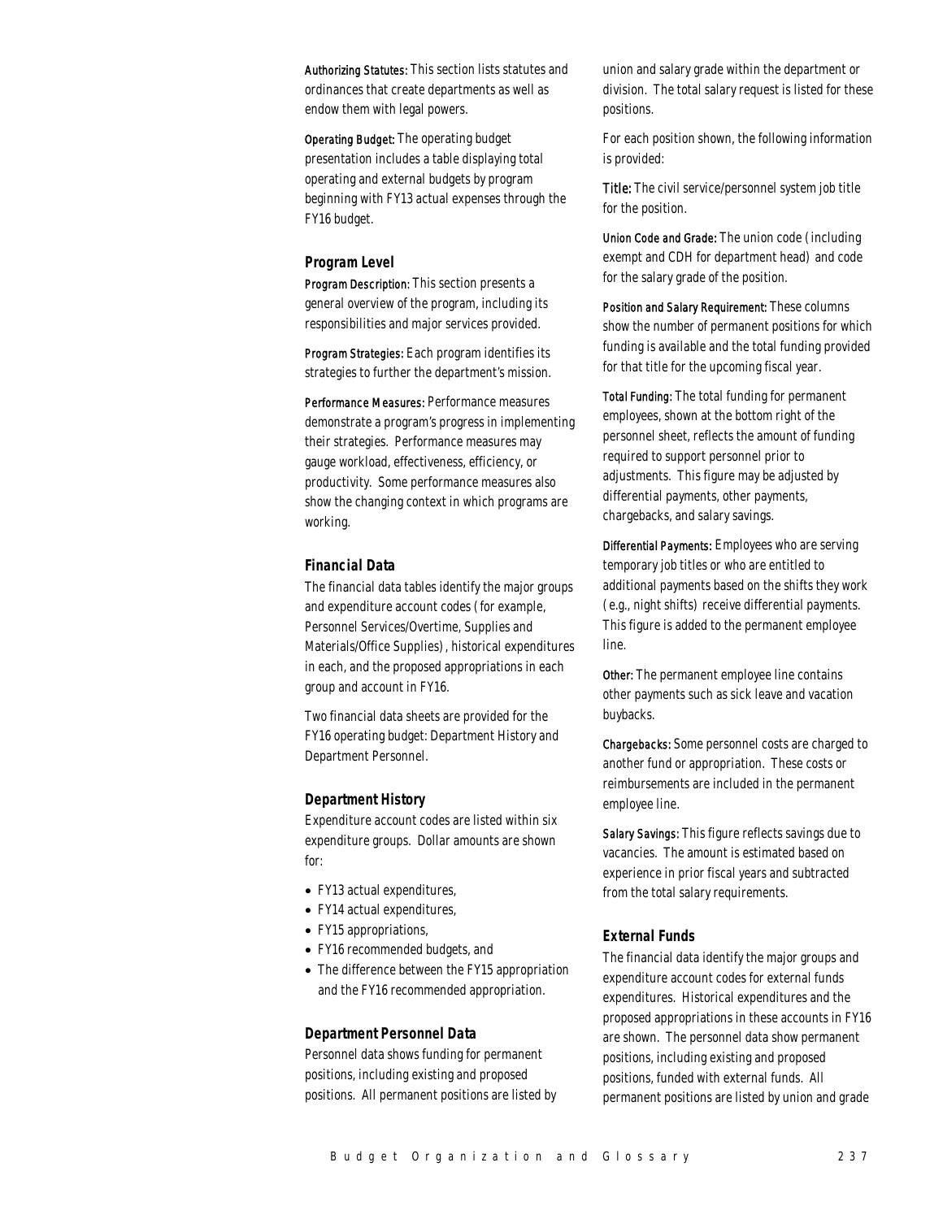**Authorizing Statutes:** This section lists statutes and ordinances that create departments as well as endow them with legal powers.

**Operating Budget:** The operating budget presentation includes a table displaying total operating and external budgets by program beginning with FY13 actual expenses through the FY16 budget.

### Program Level

**Program Description:** This section presents a general overview of the program, including its responsibilities and major services provided.

**Program Strategies:** Each program identifies its strategies to further the department's mission.

**Performance Measures:** Performance measures demonstrate a program's progress in implementing their strategies. Performance measures may gauge workload, effectiveness, efficiency, or productivity. Some performance measures also show the changing context in which programs are working.

### Financial Data

The financial data tables identify the major groups and expenditure account codes (for example, Personnel Services/Overtime, Supplies and Materials/Office Supplies), historical expenditures in each, and the proposed appropriations in each group and account in FY16.

Two financial data sheets are provided for the FY16 operating budget: Department History and Department Personnel.

### Department History

Expenditure account codes are listed within six expenditure groups. Dollar amounts are shown for:

- FY13 actual expenditures,
- FY14 actual expenditures,
- FY15 appropriations,
- FY16 recommended budgets, and
- The difference between the FY15 appropriation and the FY16 recommended appropriation.

### Department Personnel Data

Personnel data shows funding for permanent positions, including existing and proposed positions. All permanent positions are listed by union and salary grade within the department or division. The total salary request is listed for these positions.

For each position shown, the following information is provided:

**Title:** The civil service/personnel system job title for the position.

**Union Code and Grade:** The union code (including exempt and CDH for department head) and code for the salary grade of the position.

**Position and Salary Requirement:** These columns show the number of permanent positions for which funding is available and the total funding provided for that title for the upcoming fiscal year.

**Total Funding:** The total funding for permanent employees, shown at the bottom right of the personnel sheet, reflects the amount of funding required to support personnel prior to adjustments. This figure may be adjusted by differential payments, other payments, chargebacks, and salary savings.

**Differential Payments:** Employees who are serving temporary job titles or who are entitled to additional payments based on the shifts they work (e.g., night shifts) receive differential payments. This figure is added to the permanent employee line.

**Other:** The permanent employee line contains other payments such as sick leave and vacation buybacks.

**Chargebacks:** Some personnel costs are charged to another fund or appropriation. These costs or reimbursements are included in the permanent employee line.

**Salary Savings:** This figure reflects savings due to vacancies. The amount is estimated based on experience in prior fiscal years and subtracted from the total salary requirements.

### External Funds

The financial data identify the major groups and expenditure account codes for external funds expenditures. Historical expenditures and the proposed appropriations in these accounts in FY16 are shown. The personnel data show permanent positions, including existing and proposed positions, funded with external funds. All permanent positions are listed by union and grade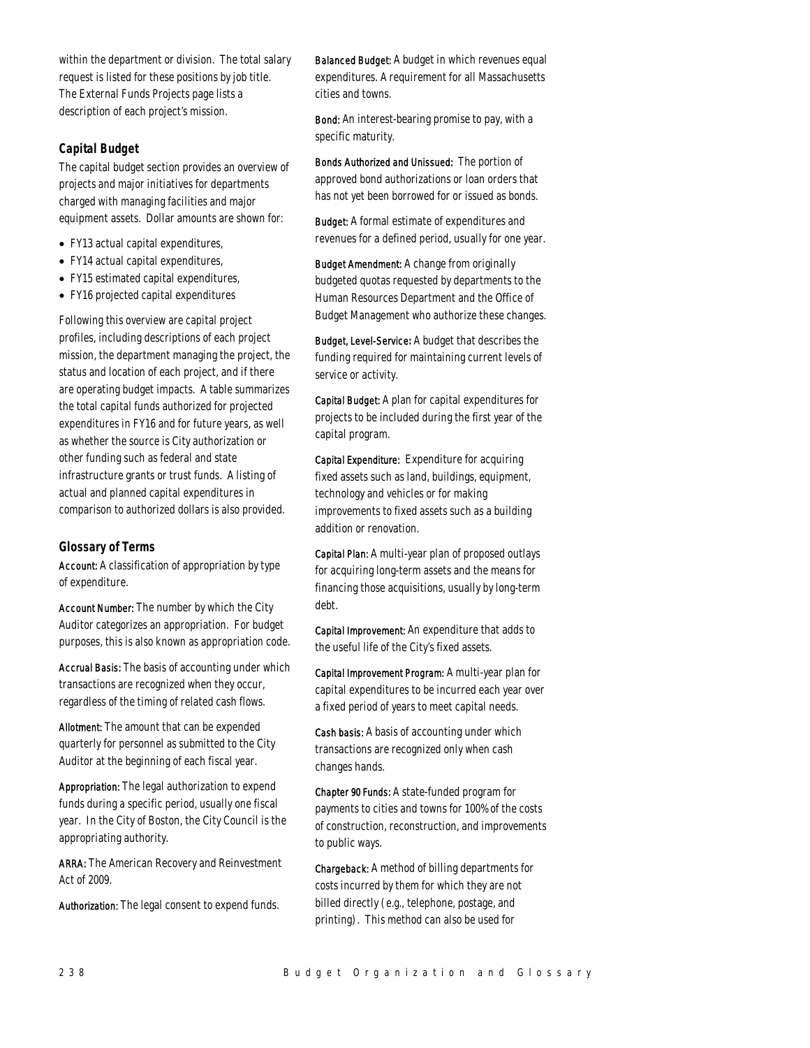within the department or division. The total salary request is listed for these positions by job title. The External Funds Projects page lists a description of each project's mission.

### *Capital Budget*

The capital budget section provides an overview of projects and major initiatives for departments charged with managing facilities and major equipment assets. Dollar amounts are shown for:

- FY13 actual capital expenditures,
- FY14 actual capital expenditures,
- FY15 estimated capital expenditures,
- FY16 projected capital expenditures

Following this overview are capital project profiles, including descriptions of each project mission, the department managing the project, the status and location of each project, and if there are operating budget impacts. A table summarizes the total capital funds authorized for projected expenditures in FY16 and for future years, as well as whether the source is City authorization or other funding such as federal and state infrastructure grants or trust funds. A listing of actual and planned capital expenditures in comparison to authorized dollars is also provided.

### *Glossary of Terms*

**Account:** A classification of appropriation by type of expenditure.

**Account Number:** The number by which the City Auditor categorizes an appropriation. For budget purposes, this is also known as appropriation code.

**Accrual Basis:** The basis of accounting under which transactions are recognized when they occur, regardless of the timing of related cash flows.

**Allotment:** The amount that can be expended quarterly for personnel as submitted to the City Auditor at the beginning of each fiscal year.

**Appropriation:** The legal authorization to expend funds during a specific period, usually one fiscal year. In the City of Boston, the City Council is the appropriating authority.

**ARRA:** The American Recovery and Reinvestment Act of 2009.

**Authorization:** The legal consent to expend funds.

**Balanced Budget:** A budget in which revenues equal expenditures. A requirement for all Massachusetts cities and towns.

**Bond:** An interest-bearing promise to pay, with a specific maturity.

**Bonds Authorized and Unissued:** The portion of approved bond authorizations or loan orders that has not yet been borrowed for or issued as bonds.

**Budget:** A formal estimate of expenditures and revenues for a defined period, usually for one year.

**Budget Amendment:** A change from originally budgeted quotas requested by departments to the Human Resources Department and the Office of Budget Management who authorize these changes.

**Budget, Level-Service:** A budget that describes the funding required for maintaining current levels of service or activity.

**Capital Budget:** A plan for capital expenditures for projects to be included during the first year of the capital program.

**Capital Expenditure:** Expenditure for acquiring fixed assets such as land, buildings, equipment, technology and vehicles or for making improvements to fixed assets such as a building addition or renovation.

**Capital Plan:** A multi-year plan of proposed outlays for acquiring long-term assets and the means for financing those acquisitions, usually by long-term debt.

**Capital Improvement:** An expenditure that adds to the useful life of the City's fixed assets.

**Capital Improvement Program:** A multi-year plan for capital expenditures to be incurred each year over a fixed period of years to meet capital needs.

**Cash basis:** A basis of accounting under which transactions are recognized only when cash changes hands.

**Chapter 90 Funds:** A state-funded program for payments to cities and towns for 100% of the costs of construction, reconstruction, and improvements to public ways.

**Chargeback:** A method of billing departments for costs incurred by them for which they are not billed directly (e.g., telephone, postage, and printing). This method can also be used for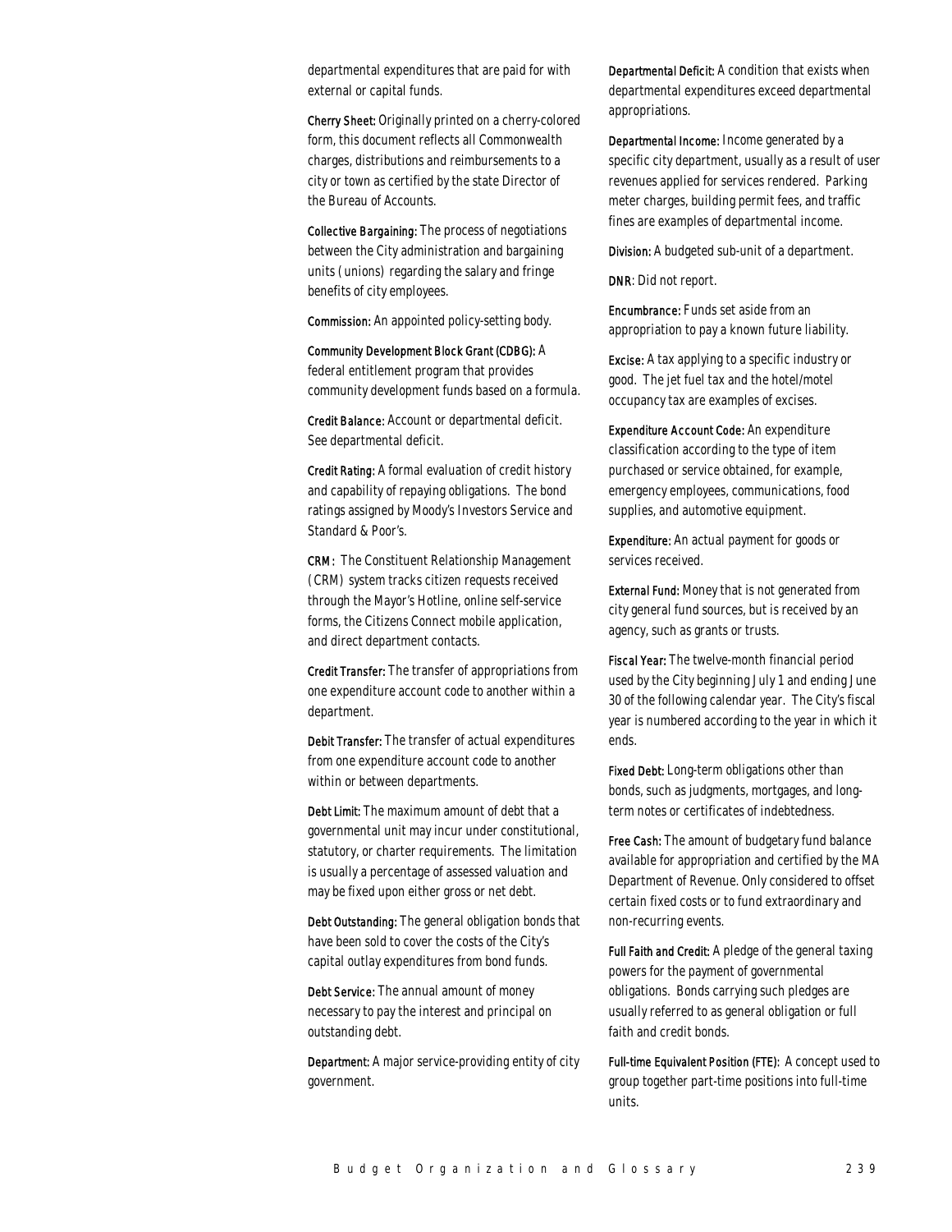departmental expenditures that are paid for with external or capital funds.

**Cherry Sheet:** Originally printed on a cherry-colored form, this document reflects all Commonwealth charges, distributions and reimbursements to a city or town as certified by the state Director of the Bureau of Accounts.

**Collective Bargaining:** The process of negotiations between the City administration and bargaining units (unions) regarding the salary and fringe benefits of city employees.

**Commission:** An appointed policy-setting body.

**Community Development Block Grant (CDBG):** A federal entitlement program that provides community development funds based on a formula.

**Credit Balance:** Account or departmental deficit. See departmental deficit.

**Credit Rating:** A formal evaluation of credit history and capability of repaying obligations. The bond ratings assigned by Moody's Investors Service and Standard & Poor's.

**CRM:** The Constituent Relationship Management (CRM) system tracks citizen requests received through the Mayor's Hotline, online self-service forms, the Citizens Connect mobile application, and direct department contacts.

**Credit Transfer:** The transfer of appropriations from one expenditure account code to another within a department.

**Debit Transfer:** The transfer of actual expenditures from one expenditure account code to another within or between departments.

**Debt Limit:** The maximum amount of debt that a governmental unit may incur under constitutional, statutory, or charter requirements. The limitation is usually a percentage of assessed valuation and may be fixed upon either gross or net debt.

**Debt Outstanding:** The general obligation bonds that have been sold to cover the costs of the City's capital outlay expenditures from bond funds.

**Debt Service:** The annual amount of money necessary to pay the interest and principal on outstanding debt.

**Department:** A major service-providing entity of city government.

**Departmental Deficit:** A condition that exists when departmental expenditures exceed departmental appropriations.

**Departmental Income:** Income generated by a specific city department, usually as a result of user revenues applied for services rendered. Parking meter charges, building permit fees, and traffic fines are examples of departmental income.

**Division:** A budgeted sub-unit of a department.

**DNR:** Did not report.

**Encumbrance:** Funds set aside from an appropriation to pay a known future liability.

**Excise:** A tax applying to a specific industry or good. The jet fuel tax and the hotel/motel occupancy tax are examples of excises.

**Expenditure Account Code:** An expenditure classification according to the type of item purchased or service obtained, for example, emergency employees, communications, food supplies, and automotive equipment.

**Expenditure:** An actual payment for goods or services received.

**External Fund:** Money that is not generated from city general fund sources, but is received by an agency, such as grants or trusts.

**Fiscal Year:** The twelve-month financial period used by the City beginning July 1 and ending June 30 of the following calendar year. The City's fiscal year is numbered according to the year in which it ends.

**Fixed Debt:** Long-term obligations other than bonds, such as judgments, mortgages, and long-term notes or certificates of indebtedness.

**Free Cash:** The amount of budgetary fund balance available for appropriation and certified by the MA Department of Revenue. Only considered to offset certain fixed costs or to fund extraordinary and non-recurring events.

**Full Faith and Credit:** A pledge of the general taxing powers for the payment of governmental obligations. Bonds carrying such pledges are usually referred to as general obligation or full faith and credit bonds.

**Full-time Equivalent Position (FTE):** A concept used to group together part-time positions into full-time units.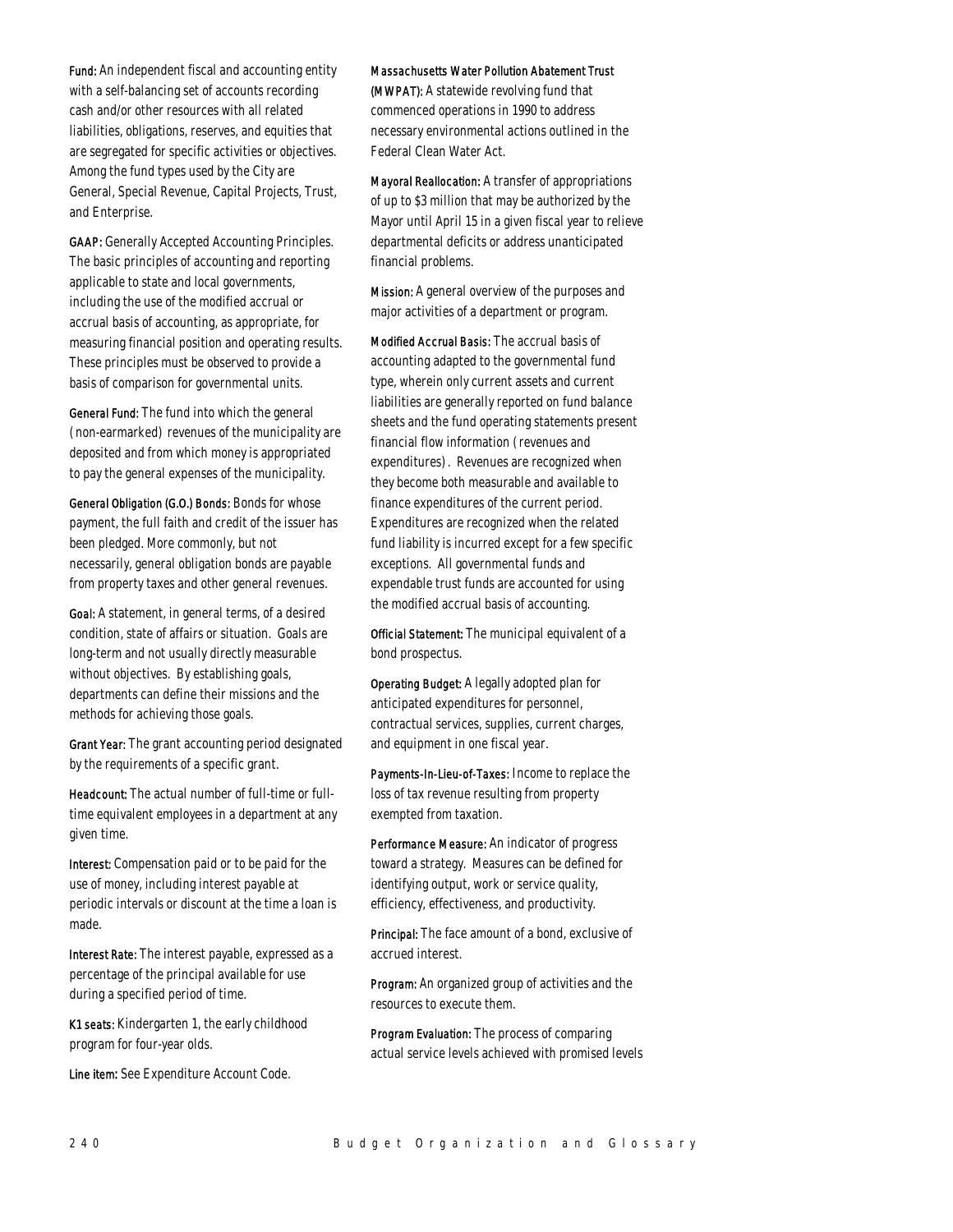**Fund:** An independent fiscal and accounting entity with a self-balancing set of accounts recording cash and/or other resources with all related liabilities, obligations, reserves, and equities that are segregated for specific activities or objectives. Among the fund types used by the City are General, Special Revenue, Capital Projects, Trust, and Enterprise.

**GAAP:** Generally Accepted Accounting Principles. The basic principles of accounting and reporting applicable to state and local governments, including the use of the modified accrual or accrual basis of accounting, as appropriate, for measuring financial position and operating results. These principles must be observed to provide a basis of comparison for governmental units.

**General Fund:** The fund into which the general (non-earmarked) revenues of the municipality are deposited and from which money is appropriated to pay the general expenses of the municipality.

**General Obligation (G.O.) Bonds:** Bonds for whose payment, the full faith and credit of the issuer has been pledged. More commonly, but not necessarily, general obligation bonds are payable from property taxes and other general revenues.

**Goal:** A statement, in general terms, of a desired condition, state of affairs or situation. Goals are long-term and not usually directly measurable without objectives. By establishing goals, departments can define their missions and the methods for achieving those goals.

**Grant Year:** The grant accounting period designated by the requirements of a specific grant.

**Headcount:** The actual number of full-time or full-time equivalent employees in a department at any given time.

**Interest:** Compensation paid or to be paid for the use of money, including interest payable at periodic intervals or discount at the time a loan is made.

**Interest Rate:** The interest payable, expressed as a percentage of the principal available for use during a specified period of time.

**K1 seats:** Kindergarten 1, the early childhood program for four-year olds.

**Line item:** See Expenditure Account Code.

**Massachusetts Water Pollution Abatement Trust (MWPAT):** A statewide revolving fund that commenced operations in 1990 to address necessary environmental actions outlined in the Federal Clean Water Act.

**Mayoral Reallocation:** A transfer of appropriations of up to $3 million that may be authorized by the Mayor until April 15 in a given fiscal year to relieve departmental deficits or address unanticipated financial problems.

**Mission:** A general overview of the purposes and major activities of a department or program.

**Modified Accrual Basis:** The accrual basis of accounting adapted to the governmental fund type, wherein only current assets and current liabilities are generally reported on fund balance sheets and the fund operating statements present financial flow information (revenues and expenditures). Revenues are recognized when they become both measurable and available to finance expenditures of the current period. Expenditures are recognized when the related fund liability is incurred except for a few specific exceptions. All governmental funds and expendable trust funds are accounted for using the modified accrual basis of accounting.

**Official Statement:** The municipal equivalent of a bond prospectus.

**Operating Budget:** A legally adopted plan for anticipated expenditures for personnel, contractual services, supplies, current charges, and equipment in one fiscal year.

**Payments-In-Lieu-of-Taxes:** Income to replace the loss of tax revenue resulting from property exempted from taxation.

**Performance Measure:** An indicator of progress toward a strategy. Measures can be defined for identifying output, work or service quality, efficiency, effectiveness, and productivity.

**Principal:** The face amount of a bond, exclusive of accrued interest.

**Program:** An organized group of activities and the resources to execute them.

**Program Evaluation:** The process of comparing actual service levels achieved with promised levels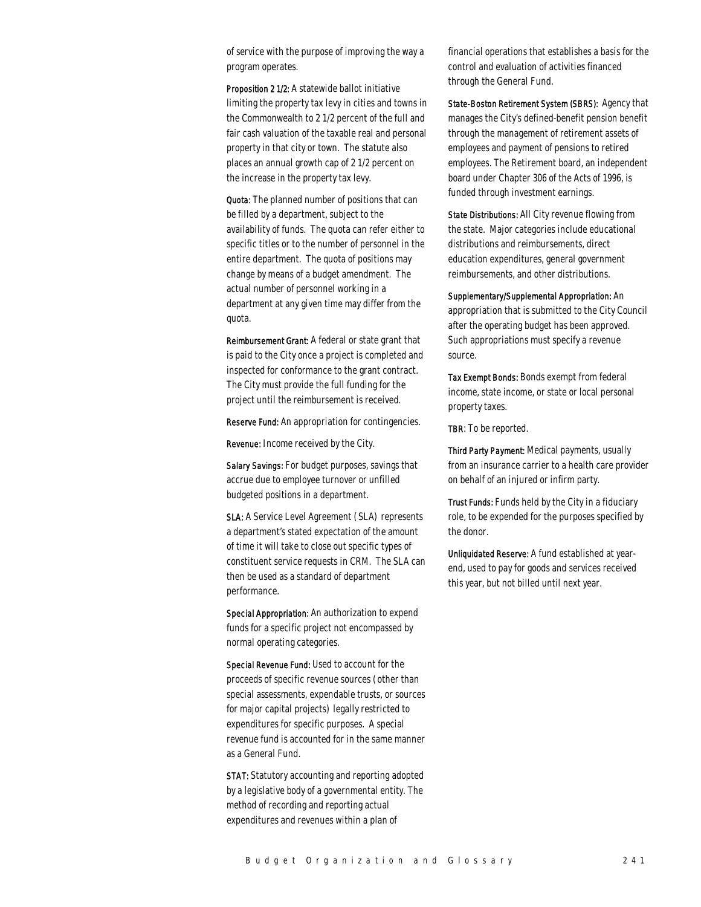of service with the purpose of improving the way a program operates.

**Proposition 2 1/2:** A statewide ballot initiative limiting the property tax levy in cities and towns in the Commonwealth to 2 1/2 percent of the full and fair cash valuation of the taxable real and personal property in that city or town. The statute also places an annual growth cap of 2 1/2 percent on the increase in the property tax levy.

**Quota:** The planned number of positions that can be filled by a department, subject to the availability of funds. The quota can refer either to specific titles or to the number of personnel in the entire department. The quota of positions may change by means of a budget amendment. The actual number of personnel working in a department at any given time may differ from the quota.

**Reimbursement Grant:** A federal or state grant that is paid to the City once a project is completed and inspected for conformance to the grant contract. The City must provide the full funding for the project until the reimbursement is received.

**Reserve Fund:** An appropriation for contingencies.

**Revenue:** Income received by the City.

**Salary Savings:** For budget purposes, savings that accrue due to employee turnover or unfilled budgeted positions in a department.

**SLA:** A Service Level Agreement (SLA) represents a department's stated expectation of the amount of time it will take to close out specific types of constituent service requests in CRM. The SLA can then be used as a standard of department performance.

**Special Appropriation:** An authorization to expend funds for a specific project not encompassed by normal operating categories.

**Special Revenue Fund:** Used to account for the proceeds of specific revenue sources (other than special assessments, expendable trusts, or sources for major capital projects) legally restricted to expenditures for specific purposes. A special revenue fund is accounted for in the same manner as a General Fund.

**STAT:** Statutory accounting and reporting adopted by a legislative body of a governmental entity. The method of recording and reporting actual expenditures and revenues within a plan of financial operations that establishes a basis for the control and evaluation of activities financed through the General Fund.

**State-Boston Retirement System (SBRS):** Agency that manages the City's defined-benefit pension benefit through the management of retirement assets of employees and payment of pensions to retired employees. The Retirement board, an independent board under Chapter 306 of the Acts of 1996, is funded through investment earnings.

**State Distributions:** All City revenue flowing from the state. Major categories include educational distributions and reimbursements, direct education expenditures, general government reimbursements, and other distributions.

**Supplementary/Supplemental Appropriation:** An appropriation that is submitted to the City Council after the operating budget has been approved. Such appropriations must specify a revenue source.

**Tax Exempt Bonds:** Bonds exempt from federal income, state income, or state or local personal property taxes.

**TBR:** To be reported.

**Third Party Payment:** Medical payments, usually from an insurance carrier to a health care provider on behalf of an injured or infirm party.

**Trust Funds:** Funds held by the City in a fiduciary role, to be expended for the purposes specified by the donor.

**Unliquidated Reserve:** A fund established at year-end, used to pay for goods and services received this year, but not billed until next year.